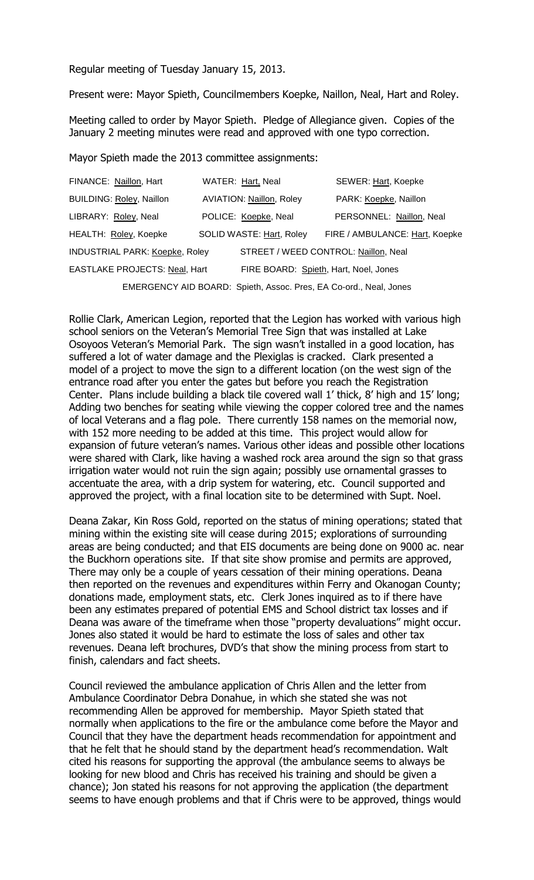Regular meeting of Tuesday January 15, 2013.

Present were: Mayor Spieth, Councilmembers Koepke, Naillon, Neal, Hart and Roley.

Meeting called to order by Mayor Spieth. Pledge of Allegiance given. Copies of the January 2 meeting minutes were read and approved with one typo correction.

Mayor Spieth made the 2013 committee assignments:

| | | |
|---|---|---|
| FINANCE: Naillon, Hart | WATER: Hart, Neal | SEWER: Hart, Koepke |
| BUILDING: Roley, Naillon | AVIATION: Naillon, Roley | PARK: Koepke, Naillon |
| LIBRARY: Roley, Neal | POLICE: Koepke, Neal | PERSONNEL: Naillon, Neal |
| HEALTH: Roley, Koepke | SOLID WASTE: Hart, Roley | FIRE / AMBULANCE: Hart, Koepke |
| INDUSTRIAL PARK: Koepke, Roley | STREET / WEED CONTROL: Naillon, Neal | |
| EASTLAKE PROJECTS: Neal, Hart | FIRE BOARD: Spieth, Hart, Noel, Jones | |

EMERGENCY AID BOARD: Spieth, Assoc. Pres, EA Co-ord., Neal, Jones

Rollie Clark, American Legion, reported that the Legion has worked with various high school seniors on the Veteran's Memorial Tree Sign that was installed at Lake Osoyoos Veteran's Memorial Park. The sign wasn't installed in a good location, has suffered a lot of water damage and the Plexiglas is cracked. Clark presented a model of a project to move the sign to a different location (on the west sign of the entrance road after you enter the gates but before you reach the Registration Center. Plans include building a black tile covered wall 1' thick, 8' high and 15' long; Adding two benches for seating while viewing the copper colored tree and the names of local Veterans and a flag pole. There currently 158 names on the memorial now, with 152 more needing to be added at this time. This project would allow for expansion of future veteran's names. Various other ideas and possible other locations were shared with Clark, like having a washed rock area around the sign so that grass irrigation water would not ruin the sign again; possibly use ornamental grasses to accentuate the area, with a drip system for watering, etc. Council supported and approved the project, with a final location site to be determined with Supt. Noel.

Deana Zakar, Kin Ross Gold, reported on the status of mining operations; stated that mining within the existing site will cease during 2015; explorations of surrounding areas are being conducted; and that EIS documents are being done on 9000 ac. near the Buckhorn operations site. If that site show promise and permits are approved, There may only be a couple of years cessation of their mining operations. Deana then reported on the revenues and expenditures within Ferry and Okanogan County; donations made, employment stats, etc. Clerk Jones inquired as to if there have been any estimates prepared of potential EMS and School district tax losses and if Deana was aware of the timeframe when those "property devaluations" might occur. Jones also stated it would be hard to estimate the loss of sales and other tax revenues. Deana left brochures, DVD's that show the mining process from start to finish, calendars and fact sheets.

Council reviewed the ambulance application of Chris Allen and the letter from Ambulance Coordinator Debra Donahue, in which she stated she was not recommending Allen be approved for membership. Mayor Spieth stated that normally when applications to the fire or the ambulance come before the Mayor and Council that they have the department heads recommendation for appointment and that he felt that he should stand by the department head's recommendation. Walt cited his reasons for supporting the approval (the ambulance seems to always be looking for new blood and Chris has received his training and should be given a chance); Jon stated his reasons for not approving the application (the department seems to have enough problems and that if Chris were to be approved, things would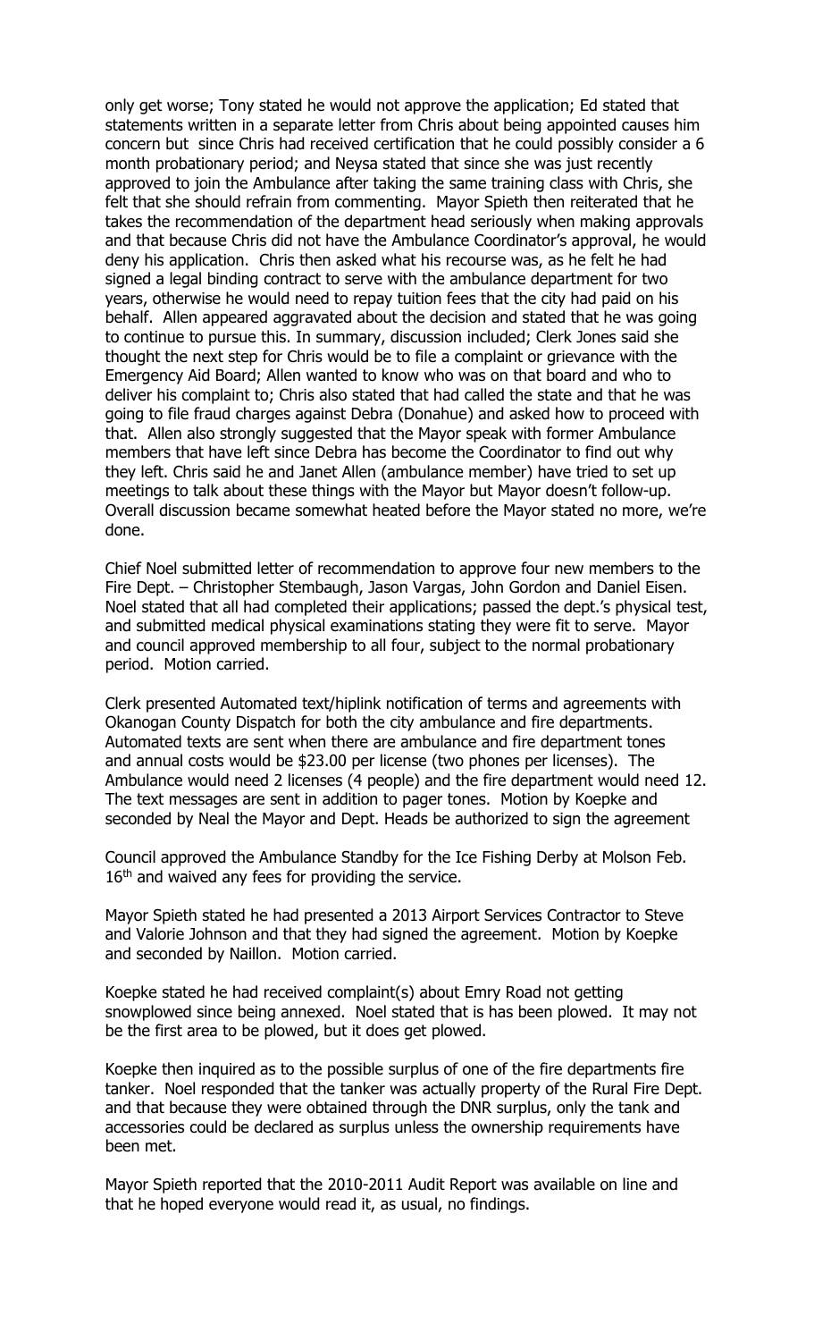only get worse; Tony stated he would not approve the application; Ed stated that statements written in a separate letter from Chris about being appointed causes him concern but since Chris had received certification that he could possibly consider a 6 month probationary period; and Neysa stated that since she was just recently approved to join the Ambulance after taking the same training class with Chris, she felt that she should refrain from commenting. Mayor Spieth then reiterated that he takes the recommendation of the department head seriously when making approvals and that because Chris did not have the Ambulance Coordinator's approval, he would deny his application. Chris then asked what his recourse was, as he felt he had signed a legal binding contract to serve with the ambulance department for two years, otherwise he would need to repay tuition fees that the city had paid on his behalf. Allen appeared aggravated about the decision and stated that he was going to continue to pursue this. In summary, discussion included; Clerk Jones said she thought the next step for Chris would be to file a complaint or grievance with the Emergency Aid Board; Allen wanted to know who was on that board and who to deliver his complaint to; Chris also stated that had called the state and that he was going to file fraud charges against Debra (Donahue) and asked how to proceed with that. Allen also strongly suggested that the Mayor speak with former Ambulance members that have left since Debra has become the Coordinator to find out why they left. Chris said he and Janet Allen (ambulance member) have tried to set up meetings to talk about these things with the Mayor but Mayor doesn't follow-up. Overall discussion became somewhat heated before the Mayor stated no more, we're done.

Chief Noel submitted letter of recommendation to approve four new members to the Fire Dept. – Christopher Stembaugh, Jason Vargas, John Gordon and Daniel Eisen. Noel stated that all had completed their applications; passed the dept.'s physical test, and submitted medical physical examinations stating they were fit to serve. Mayor and council approved membership to all four, subject to the normal probationary period. Motion carried.

Clerk presented Automated text/hiplink notification of terms and agreements with Okanogan County Dispatch for both the city ambulance and fire departments. Automated texts are sent when there are ambulance and fire department tones and annual costs would be $23.00 per license (two phones per licenses). The Ambulance would need 2 licenses (4 people) and the fire department would need 12. The text messages are sent in addition to pager tones. Motion by Koepke and seconded by Neal the Mayor and Dept. Heads be authorized to sign the agreement

Council approved the Ambulance Standby for the Ice Fishing Derby at Molson Feb. 16th and waived any fees for providing the service.

Mayor Spieth stated he had presented a 2013 Airport Services Contractor to Steve and Valorie Johnson and that they had signed the agreement. Motion by Koepke and seconded by Naillon. Motion carried.

Koepke stated he had received complaint(s) about Emry Road not getting snowplowed since being annexed. Noel stated that is has been plowed. It may not be the first area to be plowed, but it does get plowed.

Koepke then inquired as to the possible surplus of one of the fire departments fire tanker. Noel responded that the tanker was actually property of the Rural Fire Dept. and that because they were obtained through the DNR surplus, only the tank and accessories could be declared as surplus unless the ownership requirements have been met.

Mayor Spieth reported that the 2010-2011 Audit Report was available on line and that he hoped everyone would read it, as usual, no findings.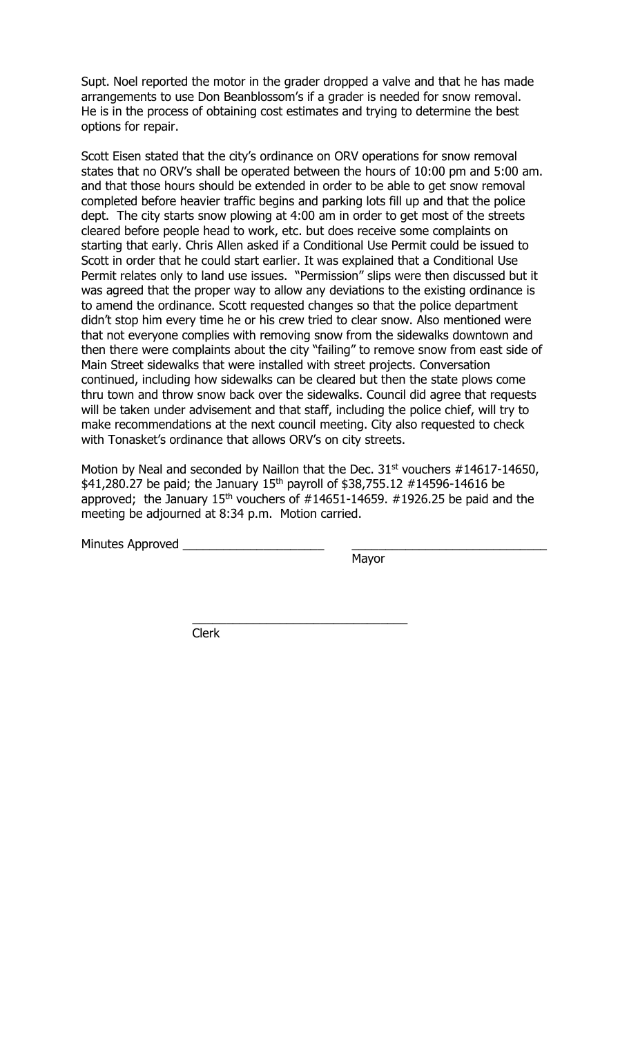Supt. Noel reported the motor in the grader dropped a valve and that he has made arrangements to use Don Beanblossom's if a grader is needed for snow removal. He is in the process of obtaining cost estimates and trying to determine the best options for repair.

Scott Eisen stated that the city's ordinance on ORV operations for snow removal states that no ORV's shall be operated between the hours of 10:00 pm and 5:00 am. and that those hours should be extended in order to be able to get snow removal completed before heavier traffic begins and parking lots fill up and that the police dept. The city starts snow plowing at 4:00 am in order to get most of the streets cleared before people head to work, etc. but does receive some complaints on starting that early. Chris Allen asked if a Conditional Use Permit could be issued to Scott in order that he could start earlier. It was explained that a Conditional Use Permit relates only to land use issues. "Permission" slips were then discussed but it was agreed that the proper way to allow any deviations to the existing ordinance is to amend the ordinance. Scott requested changes so that the police department didn't stop him every time he or his crew tried to clear snow. Also mentioned were that not everyone complies with removing snow from the sidewalks downtown and then there were complaints about the city "failing" to remove snow from east side of Main Street sidewalks that were installed with street projects. Conversation continued, including how sidewalks can be cleared but then the state plows come thru town and throw snow back over the sidewalks. Council did agree that requests will be taken under advisement and that staff, including the police chief, will try to make recommendations at the next council meeting. City also requested to check with Tonasket's ordinance that allows ORV's on city streets.

Motion by Neal and seconded by Naillon that the Dec. 31st vouchers #14617-14650, $41,280.27 be paid; the January 15th payroll of $38,755.12 #14596-14616 be approved; the January 15th vouchers of #14651-14659. #1926.25 be paid and the meeting be adjourned at 8:34 p.m. Motion carried.

Minutes Approved ____________________ ____________________________

Mayor

________________________________

Clerk